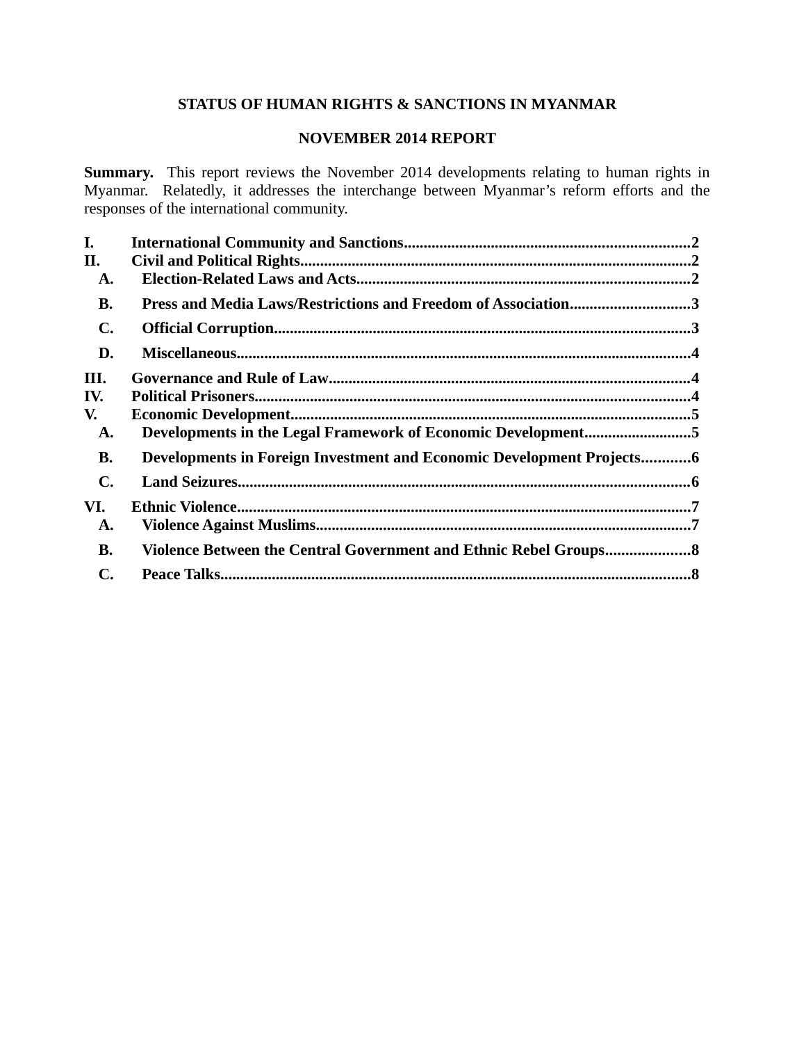**STATUS OF HUMAN RIGHTS & SANCTIONS IN MYANMAR**

**NOVEMBER 2014 REPORT**

**Summary.** This report reviews the November 2014 developments relating to human rights in Myanmar. Relatedly, it addresses the interchange between Myanmar's reform efforts and the responses of the international community.

**I. International Community and Sanctions....................................................................2**
**II. Civil and Political Rights...............................................................................................2**
- **A. Election-Related Laws and Acts..................................................................................2**
- **B. Press and Media Laws/Restrictions and Freedom of Association.............................3**
- **C. Official Corruption.......................................................................................................3**
- **D. Miscellaneous................................................................................................................4**

**III. Governance and Rule of Law........................................................................................4**
**IV. Political Prisoners..........................................................................................................4**
**V. Economic Development..................................................................................................5**
- **A. Developments in the Legal Framework of Economic Development..........................5**
- **B. Developments in Foreign Investment and Economic Development Projects............6**
- **C. Land Seizures................................................................................................................6**

**VI. Ethnic Violence..............................................................................................................7**
- **A. Violence Against Muslims............................................................................................7**
- **B. Violence Between the Central Government and Ethnic Rebel Groups.....................8**
- **C. Peace Talks...................................................................................................................8**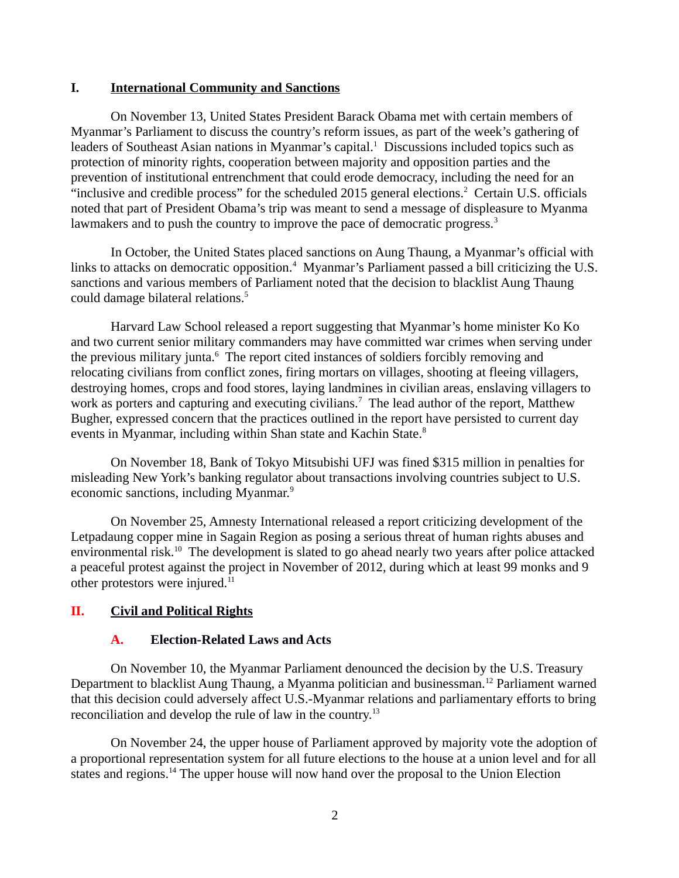## I. International Community and Sanctions

On November 13, United States President Barack Obama met with certain members of Myanmar's Parliament to discuss the country's reform issues, as part of the week's gathering of leaders of Southeast Asian nations in Myanmar's capital.[1] Discussions included topics such as protection of minority rights, cooperation between majority and opposition parties and the prevention of institutional entrenchment that could erode democracy, including the need for an "inclusive and credible process" for the scheduled 2015 general elections.[2] Certain U.S. officials noted that part of President Obama's trip was meant to send a message of displeasure to Myanma lawmakers and to push the country to improve the pace of democratic progress.[3]

In October, the United States placed sanctions on Aung Thaung, a Myanmar's official with links to attacks on democratic opposition.[4] Myanmar's Parliament passed a bill criticizing the U.S. sanctions and various members of Parliament noted that the decision to blacklist Aung Thaung could damage bilateral relations.[5]

Harvard Law School released a report suggesting that Myanmar's home minister Ko Ko and two current senior military commanders may have committed war crimes when serving under the previous military junta.[6] The report cited instances of soldiers forcibly removing and relocating civilians from conflict zones, firing mortars on villages, shooting at fleeing villagers, destroying homes, crops and food stores, laying landmines in civilian areas, enslaving villagers to work as porters and capturing and executing civilians.[7] The lead author of the report, Matthew Bugher, expressed concern that the practices outlined in the report have persisted to current day events in Myanmar, including within Shan state and Kachin State.[8]

On November 18, Bank of Tokyo Mitsubishi UFJ was fined $315 million in penalties for misleading New York's banking regulator about transactions involving countries subject to U.S. economic sanctions, including Myanmar.[9]

On November 25, Amnesty International released a report criticizing development of the Letpadaung copper mine in Sagain Region as posing a serious threat of human rights abuses and environmental risk.[10] The development is slated to go ahead nearly two years after police attacked a peaceful protest against the project in November of 2012, during which at least 99 monks and 9 other protestors were injured.[11]

## II. Civil and Political Rights

### A. Election-Related Laws and Acts

On November 10, the Myanmar Parliament denounced the decision by the U.S. Treasury Department to blacklist Aung Thaung, a Myanma politician and businessman.[12] Parliament warned that this decision could adversely affect U.S.-Myanmar relations and parliamentary efforts to bring reconciliation and develop the rule of law in the country.[13]

On November 24, the upper house of Parliament approved by majority vote the adoption of a proportional representation system for all future elections to the house at a union level and for all states and regions.[14] The upper house will now hand over the proposal to the Union Election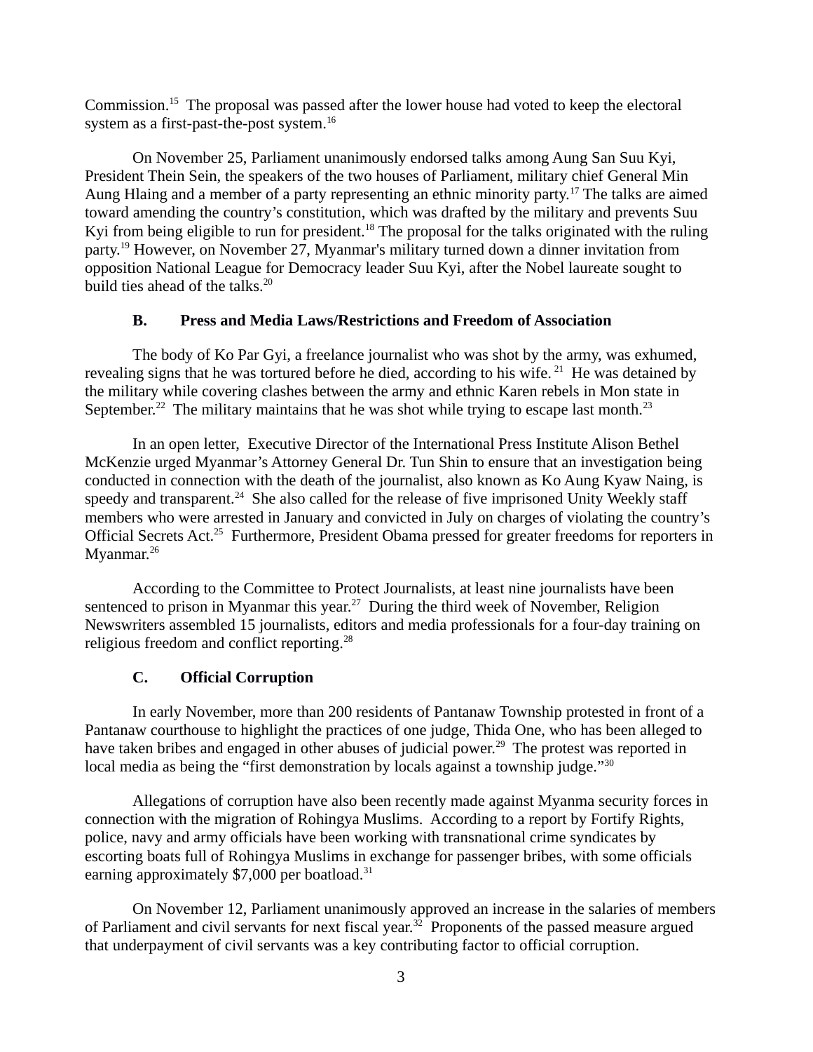Commission.[15] The proposal was passed after the lower house had voted to keep the electoral system as a first-past-the-post system.[16]

On November 25, Parliament unanimously endorsed talks among Aung San Suu Kyi, President Thein Sein, the speakers of the two houses of Parliament, military chief General Min Aung Hlaing and a member of a party representing an ethnic minority party.[17] The talks are aimed toward amending the country's constitution, which was drafted by the military and prevents Suu Kyi from being eligible to run for president.[18] The proposal for the talks originated with the ruling party.[19] However, on November 27, Myanmar's military turned down a dinner invitation from opposition National League for Democracy leader Suu Kyi, after the Nobel laureate sought to build ties ahead of the talks.[20]

### B. Press and Media Laws/Restrictions and Freedom of Association

The body of Ko Par Gyi, a freelance journalist who was shot by the army, was exhumed, revealing signs that he was tortured before he died, according to his wife.[21] He was detained by the military while covering clashes between the army and ethnic Karen rebels in Mon state in September.[22] The military maintains that he was shot while trying to escape last month.[23]

In an open letter, Executive Director of the International Press Institute Alison Bethel McKenzie urged Myanmar's Attorney General Dr. Tun Shin to ensure that an investigation being conducted in connection with the death of the journalist, also known as Ko Aung Kyaw Naing, is speedy and transparent.[24] She also called for the release of five imprisoned Unity Weekly staff members who were arrested in January and convicted in July on charges of violating the country's Official Secrets Act.[25] Furthermore, President Obama pressed for greater freedoms for reporters in Myanmar.[26]

According to the Committee to Protect Journalists, at least nine journalists have been sentenced to prison in Myanmar this year.[27] During the third week of November, Religion Newswriters assembled 15 journalists, editors and media professionals for a four-day training on religious freedom and conflict reporting.[28]

### C. Official Corruption

In early November, more than 200 residents of Pantanaw Township protested in front of a Pantanaw courthouse to highlight the practices of one judge, Thida One, who has been alleged to have taken bribes and engaged in other abuses of judicial power.[29] The protest was reported in local media as being the "first demonstration by locals against a township judge."[30]

Allegations of corruption have also been recently made against Myanma security forces in connection with the migration of Rohingya Muslims. According to a report by Fortify Rights, police, navy and army officials have been working with transnational crime syndicates by escorting boats full of Rohingya Muslims in exchange for passenger bribes, with some officials earning approximately $7,000 per boatload.[31]

On November 12, Parliament unanimously approved an increase in the salaries of members of Parliament and civil servants for next fiscal year.[32] Proponents of the passed measure argued that underpayment of civil servants was a key contributing factor to official corruption.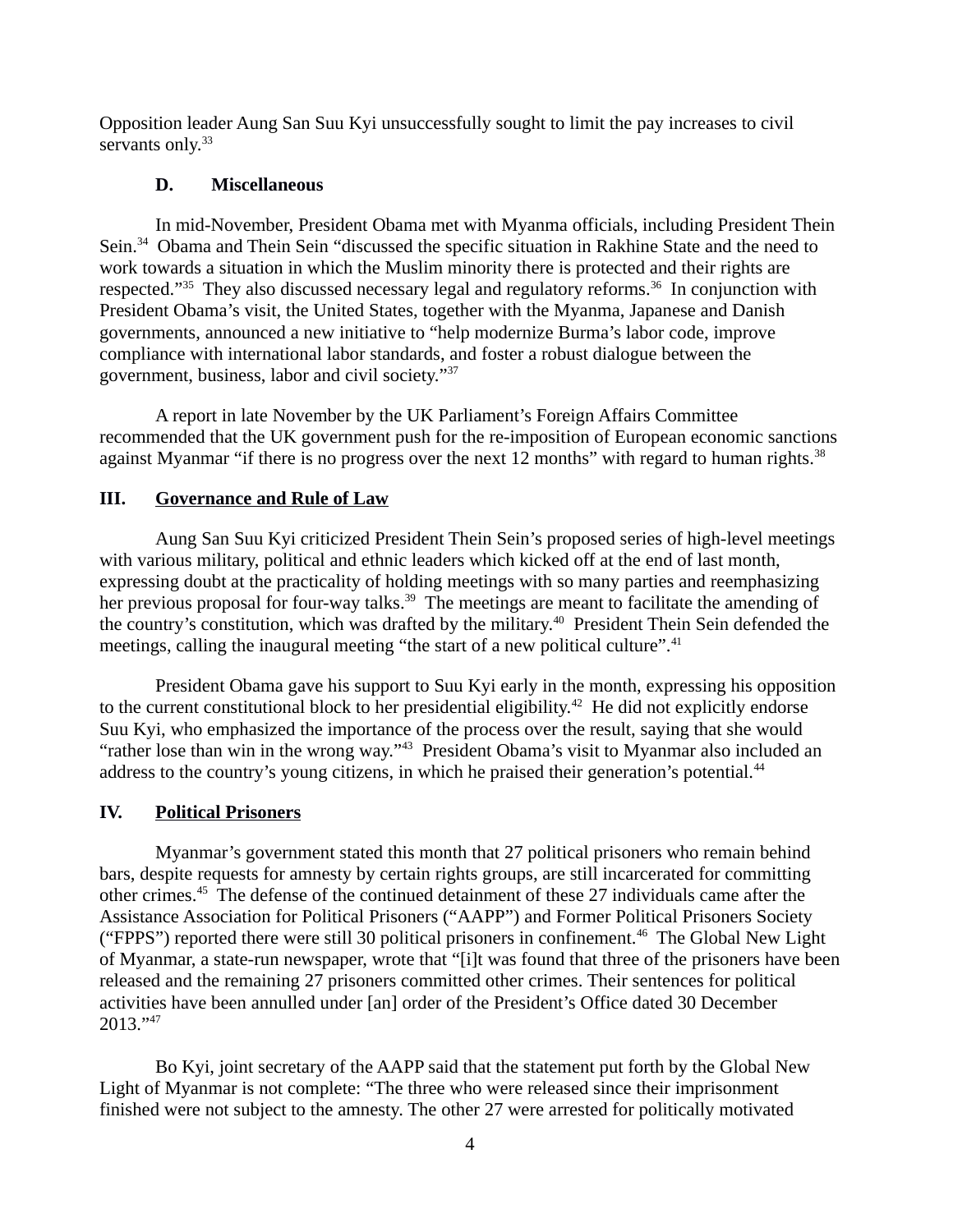Opposition leader Aung San Suu Kyi unsuccessfully sought to limit the pay increases to civil servants only.[33]

### D. Miscellaneous

In mid-November, President Obama met with Myanma officials, including President Thein Sein.[34] Obama and Thein Sein "discussed the specific situation in Rakhine State and the need to work towards a situation in which the Muslim minority there is protected and their rights are respected."[35] They also discussed necessary legal and regulatory reforms.[36] In conjunction with President Obama's visit, the United States, together with the Myanma, Japanese and Danish governments, announced a new initiative to "help modernize Burma's labor code, improve compliance with international labor standards, and foster a robust dialogue between the government, business, labor and civil society."[37]

A report in late November by the UK Parliament's Foreign Affairs Committee recommended that the UK government push for the re-imposition of European economic sanctions against Myanmar "if there is no progress over the next 12 months" with regard to human rights.[38]

## III. Governance and Rule of Law

Aung San Suu Kyi criticized President Thein Sein's proposed series of high-level meetings with various military, political and ethnic leaders which kicked off at the end of last month, expressing doubt at the practicality of holding meetings with so many parties and reemphasizing her previous proposal for four-way talks.[39] The meetings are meant to facilitate the amending of the country's constitution, which was drafted by the military.[40] President Thein Sein defended the meetings, calling the inaugural meeting "the start of a new political culture".[41]

President Obama gave his support to Suu Kyi early in the month, expressing his opposition to the current constitutional block to her presidential eligibility.[42] He did not explicitly endorse Suu Kyi, who emphasized the importance of the process over the result, saying that she would "rather lose than win in the wrong way."[43] President Obama's visit to Myanmar also included an address to the country's young citizens, in which he praised their generation's potential.[44]

## IV. Political Prisoners

Myanmar's government stated this month that 27 political prisoners who remain behind bars, despite requests for amnesty by certain rights groups, are still incarcerated for committing other crimes.[45] The defense of the continued detainment of these 27 individuals came after the Assistance Association for Political Prisoners ("AAPP") and Former Political Prisoners Society ("FPPS") reported there were still 30 political prisoners in confinement.[46] The Global New Light of Myanmar, a state-run newspaper, wrote that "[i]t was found that three of the prisoners have been released and the remaining 27 prisoners committed other crimes. Their sentences for political activities have been annulled under [an] order of the President's Office dated 30 December 2013."[47]

Bo Kyi, joint secretary of the AAPP said that the statement put forth by the Global New Light of Myanmar is not complete: "The three who were released since their imprisonment finished were not subject to the amnesty. The other 27 were arrested for politically motivated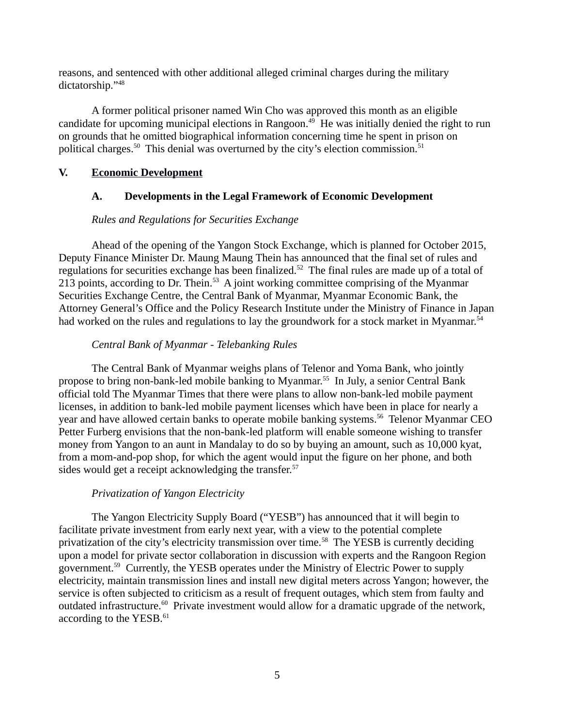reasons, and sentenced with other additional alleged criminal charges during the military dictatorship."[48]

A former political prisoner named Win Cho was approved this month as an eligible candidate for upcoming municipal elections in Rangoon.[49] He was initially denied the right to run on grounds that he omitted biographical information concerning time he spent in prison on political charges.[50] This denial was overturned by the city's election commission.[51]

## V. Economic Development

### A. Developments in the Legal Framework of Economic Development

*Rules and Regulations for Securities Exchange*

Ahead of the opening of the Yangon Stock Exchange, which is planned for October 2015, Deputy Finance Minister Dr. Maung Maung Thein has announced that the final set of rules and regulations for securities exchange has been finalized.[52] The final rules are made up of a total of 213 points, according to Dr. Thein.[53] A joint working committee comprising of the Myanmar Securities Exchange Centre, the Central Bank of Myanmar, Myanmar Economic Bank, the Attorney General's Office and the Policy Research Institute under the Ministry of Finance in Japan had worked on the rules and regulations to lay the groundwork for a stock market in Myanmar.[54]

*Central Bank of Myanmar - Telebanking Rules*

The Central Bank of Myanmar weighs plans of Telenor and Yoma Bank, who jointly propose to bring non-bank-led mobile banking to Myanmar.[55] In July, a senior Central Bank official told The Myanmar Times that there were plans to allow non-bank-led mobile payment licenses, in addition to bank-led mobile payment licenses which have been in place for nearly a year and have allowed certain banks to operate mobile banking systems.[56] Telenor Myanmar CEO Petter Furberg envisions that the non-bank-led platform will enable someone wishing to transfer money from Yangon to an aunt in Mandalay to do so by buying an amount, such as 10,000 kyat, from a mom-and-pop shop, for which the agent would input the figure on her phone, and both sides would get a receipt acknowledging the transfer.[57]

*Privatization of Yangon Electricity*

The Yangon Electricity Supply Board ("YESB") has announced that it will begin to facilitate private investment from early next year, with a view to the potential complete privatization of the city's electricity transmission over time.[58] The YESB is currently deciding upon a model for private sector collaboration in discussion with experts and the Rangoon Region government.[59] Currently, the YESB operates under the Ministry of Electric Power to supply electricity, maintain transmission lines and install new digital meters across Yangon; however, the service is often subjected to criticism as a result of frequent outages, which stem from faulty and outdated infrastructure.[60] Private investment would allow for a dramatic upgrade of the network, according to the YESB.[61]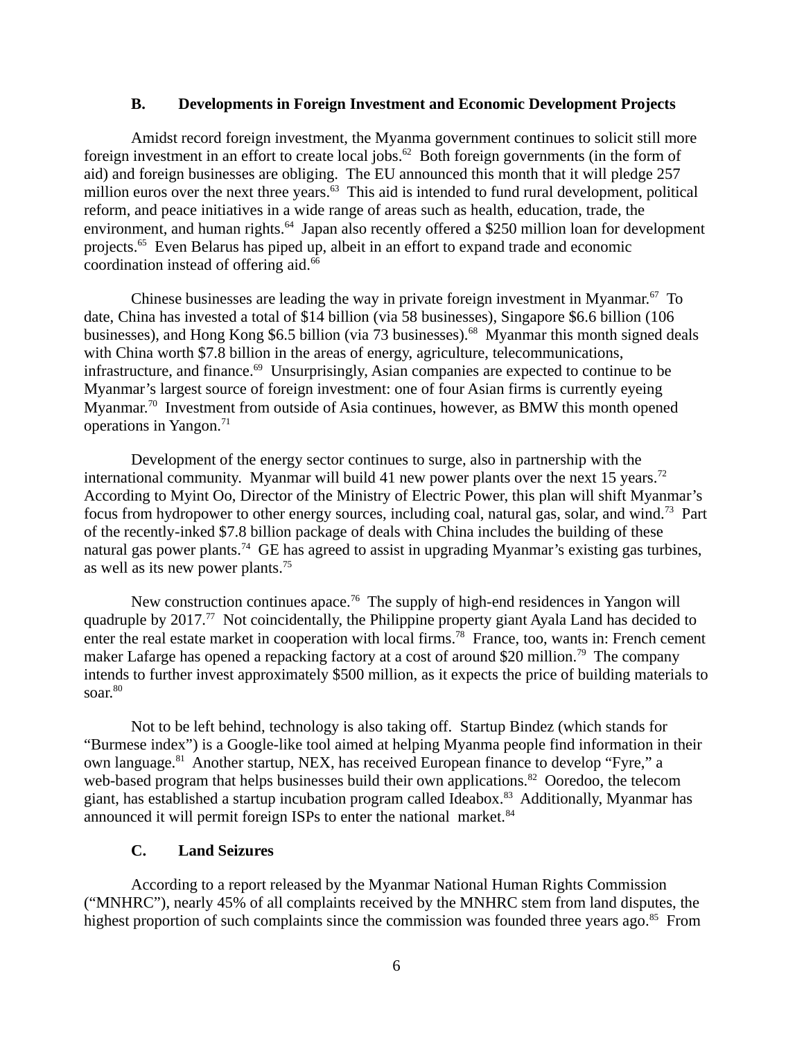### B. Developments in Foreign Investment and Economic Development Projects

Amidst record foreign investment, the Myanma government continues to solicit still more foreign investment in an effort to create local jobs.[62] Both foreign governments (in the form of aid) and foreign businesses are obliging. The EU announced this month that it will pledge 257 million euros over the next three years.[63] This aid is intended to fund rural development, political reform, and peace initiatives in a wide range of areas such as health, education, trade, the environment, and human rights.[64] Japan also recently offered a $250 million loan for development projects.[65] Even Belarus has piped up, albeit in an effort to expand trade and economic coordination instead of offering aid.[66]

Chinese businesses are leading the way in private foreign investment in Myanmar.[67] To date, China has invested a total of $14 billion (via 58 businesses), Singapore $6.6 billion (106 businesses), and Hong Kong $6.5 billion (via 73 businesses).[68] Myanmar this month signed deals with China worth $7.8 billion in the areas of energy, agriculture, telecommunications, infrastructure, and finance.[69] Unsurprisingly, Asian companies are expected to continue to be Myanmar's largest source of foreign investment: one of four Asian firms is currently eyeing Myanmar.[70] Investment from outside of Asia continues, however, as BMW this month opened operations in Yangon.[71]

Development of the energy sector continues to surge, also in partnership with the international community. Myanmar will build 41 new power plants over the next 15 years.[72] According to Myint Oo, Director of the Ministry of Electric Power, this plan will shift Myanmar's focus from hydropower to other energy sources, including coal, natural gas, solar, and wind.[73] Part of the recently-inked $7.8 billion package of deals with China includes the building of these natural gas power plants.[74] GE has agreed to assist in upgrading Myanmar's existing gas turbines, as well as its new power plants.[75]

New construction continues apace.[76] The supply of high-end residences in Yangon will quadruple by 2017.[77] Not coincidentally, the Philippine property giant Ayala Land has decided to enter the real estate market in cooperation with local firms.[78] France, too, wants in: French cement maker Lafarge has opened a repacking factory at a cost of around $20 million.[79] The company intends to further invest approximately $500 million, as it expects the price of building materials to soar.[80]

Not to be left behind, technology is also taking off. Startup Bindez (which stands for "Burmese index") is a Google-like tool aimed at helping Myanma people find information in their own language.[81] Another startup, NEX, has received European finance to develop "Fyre," a web-based program that helps businesses build their own applications.[82] Ooredoo, the telecom giant, has established a startup incubation program called Ideabox.[83] Additionally, Myanmar has announced it will permit foreign ISPs to enter the national market.[84]

### C. Land Seizures

According to a report released by the Myanmar National Human Rights Commission ("MNHRC"), nearly 45% of all complaints received by the MNHRC stem from land disputes, the highest proportion of such complaints since the commission was founded three years ago.[85] From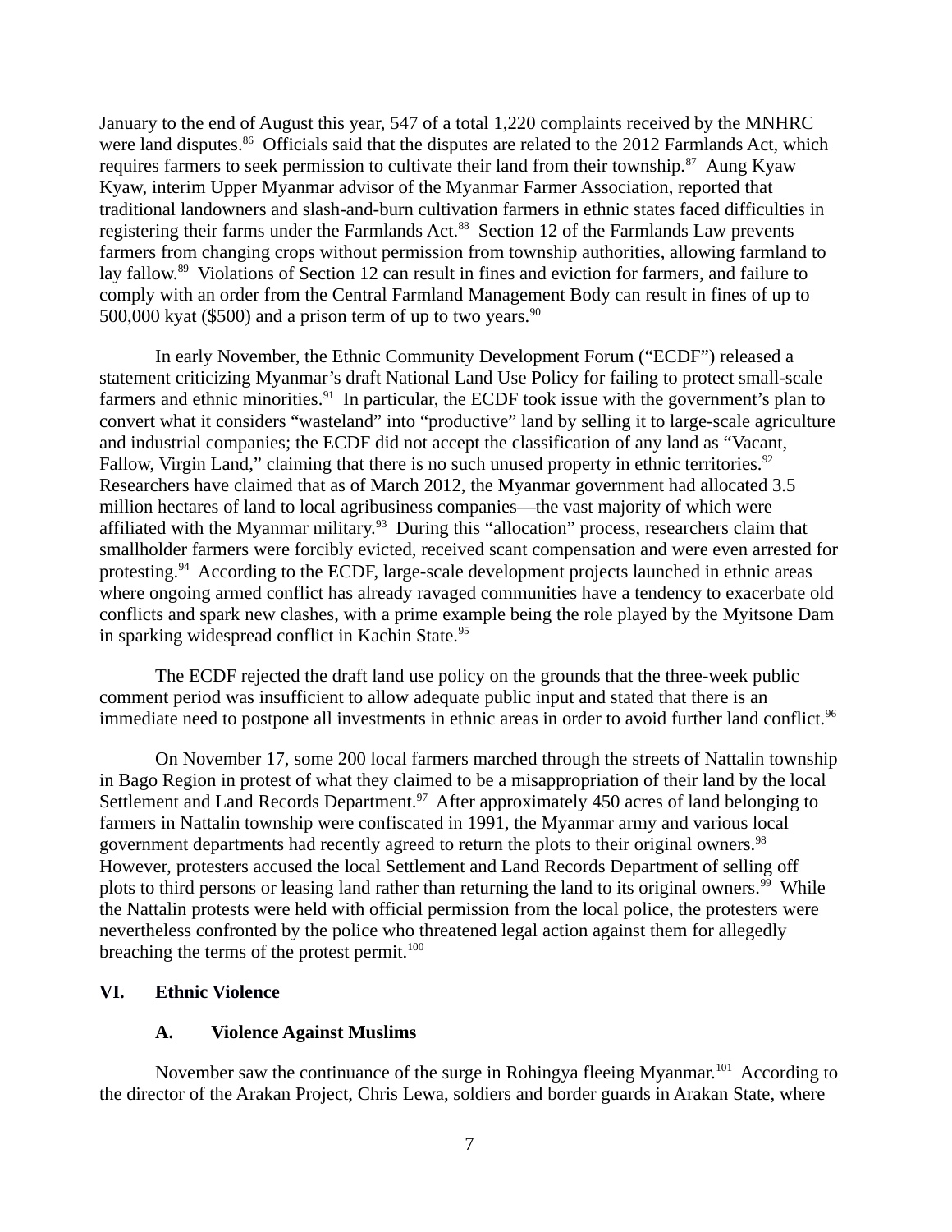January to the end of August this year, 547 of a total 1,220 complaints received by the MNHRC were land disputes.[86] Officials said that the disputes are related to the 2012 Farmlands Act, which requires farmers to seek permission to cultivate their land from their township.[87] Aung Kyaw Kyaw, interim Upper Myanmar advisor of the Myanmar Farmer Association, reported that traditional landowners and slash-and-burn cultivation farmers in ethnic states faced difficulties in registering their farms under the Farmlands Act.[88] Section 12 of the Farmlands Law prevents farmers from changing crops without permission from township authorities, allowing farmland to lay fallow.[89] Violations of Section 12 can result in fines and eviction for farmers, and failure to comply with an order from the Central Farmland Management Body can result in fines of up to 500,000 kyat ($500) and a prison term of up to two years.[90]

In early November, the Ethnic Community Development Forum ("ECDF") released a statement criticizing Myanmar's draft National Land Use Policy for failing to protect small-scale farmers and ethnic minorities.[91] In particular, the ECDF took issue with the government's plan to convert what it considers "wasteland" into "productive" land by selling it to large-scale agriculture and industrial companies; the ECDF did not accept the classification of any land as "Vacant, Fallow, Virgin Land," claiming that there is no such unused property in ethnic territories.[92] Researchers have claimed that as of March 2012, the Myanmar government had allocated 3.5 million hectares of land to local agribusiness companies—the vast majority of which were affiliated with the Myanmar military.[93] During this "allocation" process, researchers claim that smallholder farmers were forcibly evicted, received scant compensation and were even arrested for protesting.[94] According to the ECDF, large-scale development projects launched in ethnic areas where ongoing armed conflict has already ravaged communities have a tendency to exacerbate old conflicts and spark new clashes, with a prime example being the role played by the Myitsone Dam in sparking widespread conflict in Kachin State.[95]

The ECDF rejected the draft land use policy on the grounds that the three-week public comment period was insufficient to allow adequate public input and stated that there is an immediate need to postpone all investments in ethnic areas in order to avoid further land conflict.[96]

On November 17, some 200 local farmers marched through the streets of Nattalin township in Bago Region in protest of what they claimed to be a misappropriation of their land by the local Settlement and Land Records Department.[97] After approximately 450 acres of land belonging to farmers in Nattalin township were confiscated in 1991, the Myanmar army and various local government departments had recently agreed to return the plots to their original owners.[98] However, protesters accused the local Settlement and Land Records Department of selling off plots to third persons or leasing land rather than returning the land to its original owners.[99] While the Nattalin protests were held with official permission from the local police, the protesters were nevertheless confronted by the police who threatened legal action against them for allegedly breaching the terms of the protest permit.[100]

## VI. Ethnic Violence

### A. Violence Against Muslims

November saw the continuance of the surge in Rohingya fleeing Myanmar.[101] According to the director of the Arakan Project, Chris Lewa, soldiers and border guards in Arakan State, where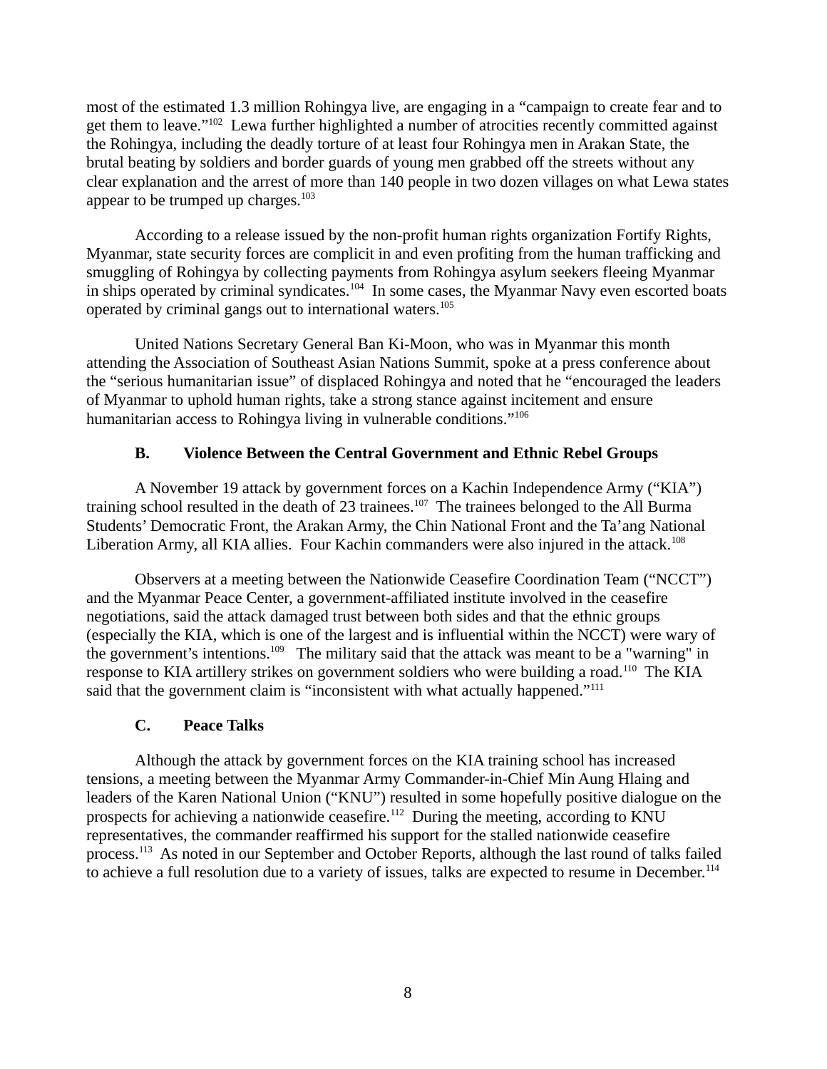most of the estimated 1.3 million Rohingya live, are engaging in a "campaign to create fear and to get them to leave."[102] Lewa further highlighted a number of atrocities recently committed against the Rohingya, including the deadly torture of at least four Rohingya men in Arakan State, the brutal beating by soldiers and border guards of young men grabbed off the streets without any clear explanation and the arrest of more than 140 people in two dozen villages on what Lewa states appear to be trumped up charges.[103]

According to a release issued by the non-profit human rights organization Fortify Rights, Myanmar, state security forces are complicit in and even profiting from the human trafficking and smuggling of Rohingya by collecting payments from Rohingya asylum seekers fleeing Myanmar in ships operated by criminal syndicates.[104] In some cases, the Myanmar Navy even escorted boats operated by criminal gangs out to international waters.[105]

United Nations Secretary General Ban Ki-Moon, who was in Myanmar this month attending the Association of Southeast Asian Nations Summit, spoke at a press conference about the "serious humanitarian issue" of displaced Rohingya and noted that he "encouraged the leaders of Myanmar to uphold human rights, take a strong stance against incitement and ensure humanitarian access to Rohingya living in vulnerable conditions."[106]

### B. Violence Between the Central Government and Ethnic Rebel Groups

A November 19 attack by government forces on a Kachin Independence Army ("KIA") training school resulted in the death of 23 trainees.[107] The trainees belonged to the All Burma Students' Democratic Front, the Arakan Army, the Chin National Front and the Ta'ang National Liberation Army, all KIA allies. Four Kachin commanders were also injured in the attack.[108]

Observers at a meeting between the Nationwide Ceasefire Coordination Team ("NCCT") and the Myanmar Peace Center, a government-affiliated institute involved in the ceasefire negotiations, said the attack damaged trust between both sides and that the ethnic groups (especially the KIA, which is one of the largest and is influential within the NCCT) were wary of the government's intentions.[109] The military said that the attack was meant to be a "warning" in response to KIA artillery strikes on government soldiers who were building a road.[110] The KIA said that the government claim is "inconsistent with what actually happened."[111]

### C. Peace Talks

Although the attack by government forces on the KIA training school has increased tensions, a meeting between the Myanmar Army Commander-in-Chief Min Aung Hlaing and leaders of the Karen National Union ("KNU") resulted in some hopefully positive dialogue on the prospects for achieving a nationwide ceasefire.[112] During the meeting, according to KNU representatives, the commander reaffirmed his support for the stalled nationwide ceasefire process.[113] As noted in our September and October Reports, although the last round of talks failed to achieve a full resolution due to a variety of issues, talks are expected to resume in December.[114]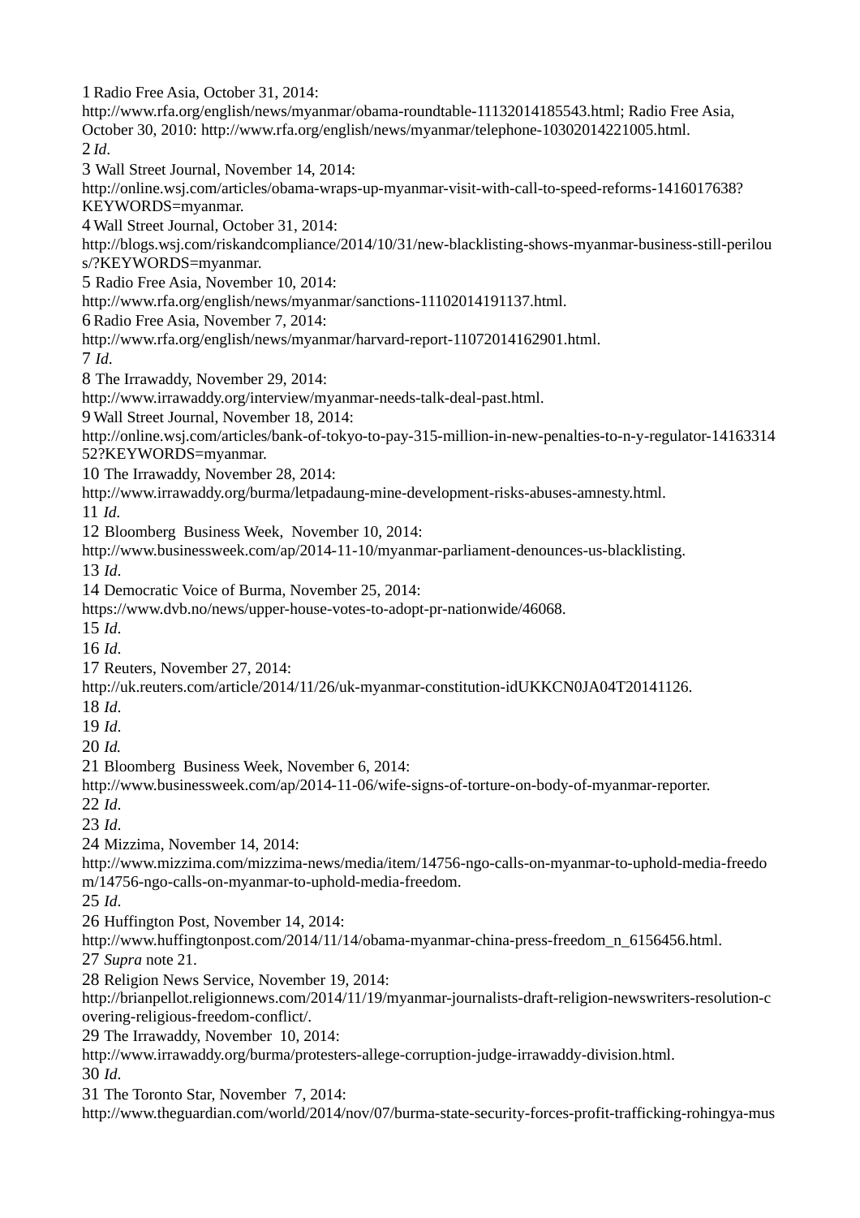1 Radio Free Asia, October 31, 2014: http://www.rfa.org/english/news/myanmar/obama-roundtable-11132014185543.html; Radio Free Asia, October 30, 2010: http://www.rfa.org/english/news/myanmar/telephone-10302014221005.html.

2 *Id*.

3 Wall Street Journal, November 14, 2014: http://online.wsj.com/articles/obama-wraps-up-myanmar-visit-with-call-to-speed-reforms-1416017638?KEYWORDS=myanmar.

4 Wall Street Journal, October 31, 2014: http://blogs.wsj.com/riskandcompliance/2014/10/31/new-blacklisting-shows-myanmar-business-still-perilous/?KEYWORDS=myanmar.

5 Radio Free Asia, November 10, 2014: http://www.rfa.org/english/news/myanmar/sanctions-11102014191137.html.

6 Radio Free Asia, November 7, 2014: http://www.rfa.org/english/news/myanmar/harvard-report-11072014162901.html.

7 *Id*.

8 The Irrawaddy, November 29, 2014: http://www.irrawaddy.org/interview/myanmar-needs-talk-deal-past.html.

9 Wall Street Journal, November 18, 2014: http://online.wsj.com/articles/bank-of-tokyo-to-pay-315-million-in-new-penalties-to-n-y-regulator-1416331452?KEYWORDS=myanmar.

10 The Irrawaddy, November 28, 2014: http://www.irrawaddy.org/burma/letpadaung-mine-development-risks-abuses-amnesty.html.

11 *Id*.

12 Bloomberg Business Week, November 10, 2014: http://www.businessweek.com/ap/2014-11-10/myanmar-parliament-denounces-us-blacklisting.

13 *Id*.

14 Democratic Voice of Burma, November 25, 2014: https://www.dvb.no/news/upper-house-votes-to-adopt-pr-nationwide/46068.

15 *Id*.

16 *Id*.

17 Reuters, November 27, 2014: http://uk.reuters.com/article/2014/11/26/uk-myanmar-constitution-idUKKCN0JA04T20141126.

18 *Id*.

19 *Id*.

20 *Id.*

21 Bloomberg Business Week, November 6, 2014: http://www.businessweek.com/ap/2014-11-06/wife-signs-of-torture-on-body-of-myanmar-reporter.

22 *Id*.

23 *Id*.

24 Mizzima, November 14, 2014: http://www.mizzima.com/mizzima-news/media/item/14756-ngo-calls-on-myanmar-to-uphold-media-freedom/14756-ngo-calls-on-myanmar-to-uphold-media-freedom.

25 *Id*.

26 Huffington Post, November 14, 2014: http://www.huffingtonpost.com/2014/11/14/obama-myanmar-china-press-freedom_n_6156456.html.

27 *Supra* note 21.

28 Religion News Service, November 19, 2014: http://brianpellot.religionnews.com/2014/11/19/myanmar-journalists-draft-religion-newswriters-resolution-covering-religious-freedom-conflict/.

29 The Irrawaddy, November 10, 2014: http://www.irrawaddy.org/burma/protesters-allege-corruption-judge-irrawaddy-division.html.

30 *Id*.

31 The Toronto Star, November 7, 2014: http://www.theguardian.com/world/2014/nov/07/burma-state-security-forces-profit-trafficking-rohingya-mus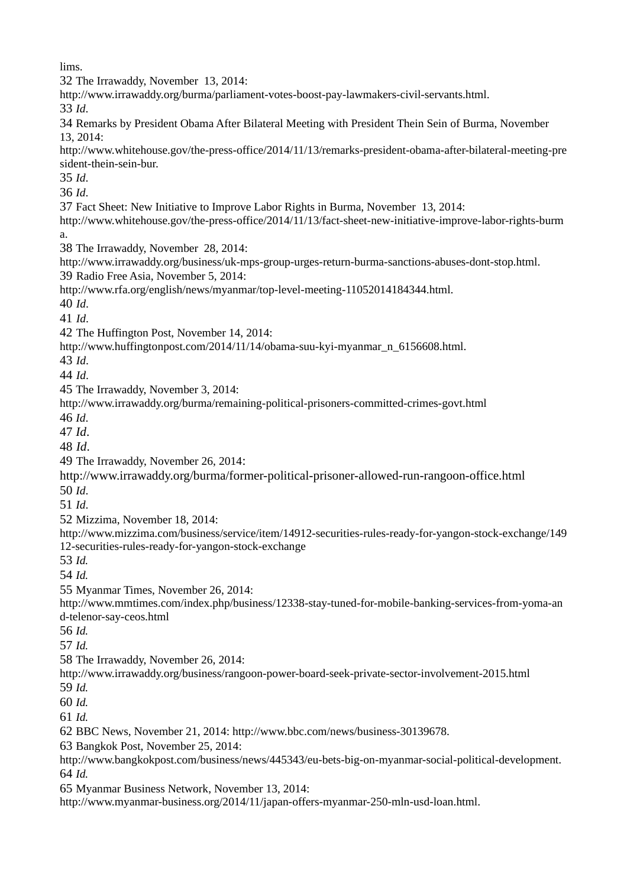lims.

32 The Irrawaddy, November 13, 2014: http://www.irrawaddy.org/burma/parliament-votes-boost-pay-lawmakers-civil-servants.html.

33 *Id*.

34 Remarks by President Obama After Bilateral Meeting with President Thein Sein of Burma, November 13, 2014: http://www.whitehouse.gov/the-press-office/2014/11/13/remarks-president-obama-after-bilateral-meeting-president-thein-sein-bur.

35 *Id*.

36 *Id*.

37 Fact Sheet: New Initiative to Improve Labor Rights in Burma, November 13, 2014: http://www.whitehouse.gov/the-press-office/2014/11/13/fact-sheet-new-initiative-improve-labor-rights-burma.

38 The Irrawaddy, November 28, 2014: http://www.irrawaddy.org/business/uk-mps-group-urges-return-burma-sanctions-abuses-dont-stop.html.

39 Radio Free Asia, November 5, 2014: http://www.rfa.org/english/news/myanmar/top-level-meeting-11052014184344.html.

40 *Id*.

41 *Id*.

42 The Huffington Post, November 14, 2014: http://www.huffingtonpost.com/2014/11/14/obama-suu-kyi-myanmar_n_6156608.html.

43 *Id*.

44 *Id*.

45 The Irrawaddy, November 3, 2014: http://www.irrawaddy.org/burma/remaining-political-prisoners-committed-crimes-govt.html

46 *Id*.

47 *Id*.

48 *Id*.

49 The Irrawaddy, November 26, 2014: http://www.irrawaddy.org/burma/former-political-prisoner-allowed-run-rangoon-office.html

50 *Id*.

51 *Id*.

52 Mizzima, November 18, 2014: http://www.mizzima.com/business/service/item/14912-securities-rules-ready-for-yangon-stock-exchange/14912-securities-rules-ready-for-yangon-stock-exchange

53 *Id.*

54 *Id.*

55 Myanmar Times, November 26, 2014: http://www.mmtimes.com/index.php/business/12338-stay-tuned-for-mobile-banking-services-from-yoma-and-telenor-say-ceos.html

56 *Id.*

57 *Id.*

58 The Irrawaddy, November 26, 2014: http://www.irrawaddy.org/business/rangoon-power-board-seek-private-sector-involvement-2015.html

59 *Id.*

60 *Id.*

61 *Id.*

62 BBC News, November 21, 2014: http://www.bbc.com/news/business-30139678.

63 Bangkok Post, November 25, 2014: http://www.bangkokpost.com/business/news/445343/eu-bets-big-on-myanmar-social-political-development.

64 *Id.*

65 Myanmar Business Network, November 13, 2014: http://www.myanmar-business.org/2014/11/japan-offers-myanmar-250-mln-usd-loan.html.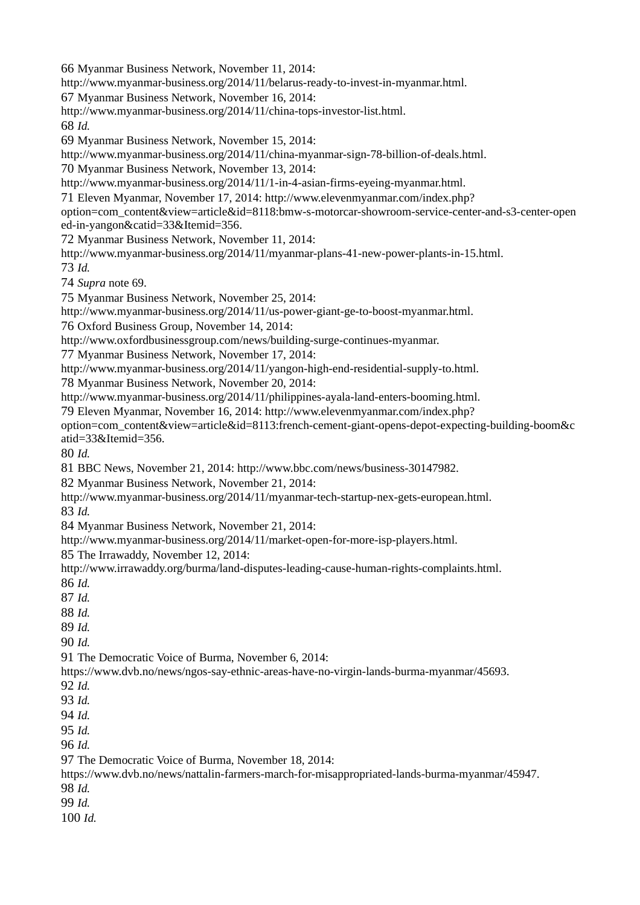66 Myanmar Business Network, November 11, 2014: http://www.myanmar-business.org/2014/11/belarus-ready-to-invest-in-myanmar.html.

67 Myanmar Business Network, November 16, 2014: http://www.myanmar-business.org/2014/11/china-tops-investor-list.html.

68 *Id.*

69 Myanmar Business Network, November 15, 2014: http://www.myanmar-business.org/2014/11/china-myanmar-sign-78-billion-of-deals.html.

70 Myanmar Business Network, November 13, 2014: http://www.myanmar-business.org/2014/11/1-in-4-asian-firms-eyeing-myanmar.html.

71 Eleven Myanmar, November 17, 2014: http://www.elevenmyanmar.com/index.php?option=com_content&view=article&id=8118:bmw-s-motorcar-showroom-service-center-and-s3-center-opened-in-yangon&catid=33&Itemid=356.

72 Myanmar Business Network, November 11, 2014: http://www.myanmar-business.org/2014/11/myanmar-plans-41-new-power-plants-in-15.html.

73 *Id.*

74 *Supra* note 69.

75 Myanmar Business Network, November 25, 2014: http://www.myanmar-business.org/2014/11/us-power-giant-ge-to-boost-myanmar.html.

76 Oxford Business Group, November 14, 2014: http://www.oxfordbusinessgroup.com/news/building-surge-continues-myanmar.

77 Myanmar Business Network, November 17, 2014: http://www.myanmar-business.org/2014/11/yangon-high-end-residential-supply-to.html.

78 Myanmar Business Network, November 20, 2014: http://www.myanmar-business.org/2014/11/philippines-ayala-land-enters-booming.html.

79 Eleven Myanmar, November 16, 2014: http://www.elevenmyanmar.com/index.php?option=com_content&view=article&id=8113:french-cement-giant-opens-depot-expecting-building-boom&catid=33&Itemid=356.

80 *Id.*

81 BBC News, November 21, 2014: http://www.bbc.com/news/business-30147982.

82 Myanmar Business Network, November 21, 2014: http://www.myanmar-business.org/2014/11/myanmar-tech-startup-nex-gets-european.html.

83 *Id.*

84 Myanmar Business Network, November 21, 2014: http://www.myanmar-business.org/2014/11/market-open-for-more-isp-players.html.

85 The Irrawaddy, November 12, 2014: http://www.irrawaddy.org/burma/land-disputes-leading-cause-human-rights-complaints.html.

86 *Id.*

87 *Id.*

88 *Id.*

89 *Id.*

90 *Id.*

91 The Democratic Voice of Burma, November 6, 2014: https://www.dvb.no/news/ngos-say-ethnic-areas-have-no-virgin-lands-burma-myanmar/45693.

92 *Id.*

93 *Id.*

94 *Id.*

95 *Id.*

96 *Id.*

97 The Democratic Voice of Burma, November 18, 2014: https://www.dvb.no/news/nattalin-farmers-march-for-misappropriated-lands-burma-myanmar/45947.

98 *Id.*

99 *Id.*

100 *Id.*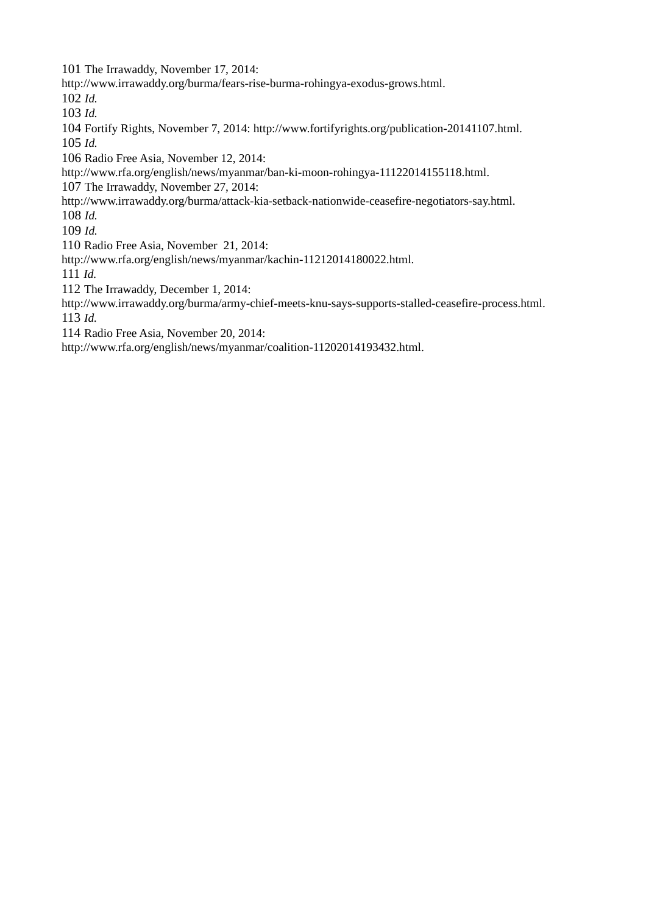101 The Irrawaddy, November 17, 2014: http://www.irrawaddy.org/burma/fears-rise-burma-rohingya-exodus-grows.html.

102 *Id.*

103 *Id.*

104 Fortify Rights, November 7, 2014: http://www.fortifyrights.org/publication-20141107.html.

105 *Id.*

106 Radio Free Asia, November 12, 2014: http://www.rfa.org/english/news/myanmar/ban-ki-moon-rohingya-11122014155118.html.

107 The Irrawaddy, November 27, 2014: http://www.irrawaddy.org/burma/attack-kia-setback-nationwide-ceasefire-negotiators-say.html.

108 *Id.*

109 *Id.*

110 Radio Free Asia, November 21, 2014: http://www.rfa.org/english/news/myanmar/kachin-11212014180022.html.

111 *Id.*

112 The Irrawaddy, December 1, 2014: http://www.irrawaddy.org/burma/army-chief-meets-knu-says-supports-stalled-ceasefire-process.html.

113 *Id.*

114 Radio Free Asia, November 20, 2014: http://www.rfa.org/english/news/myanmar/coalition-11202014193432.html.